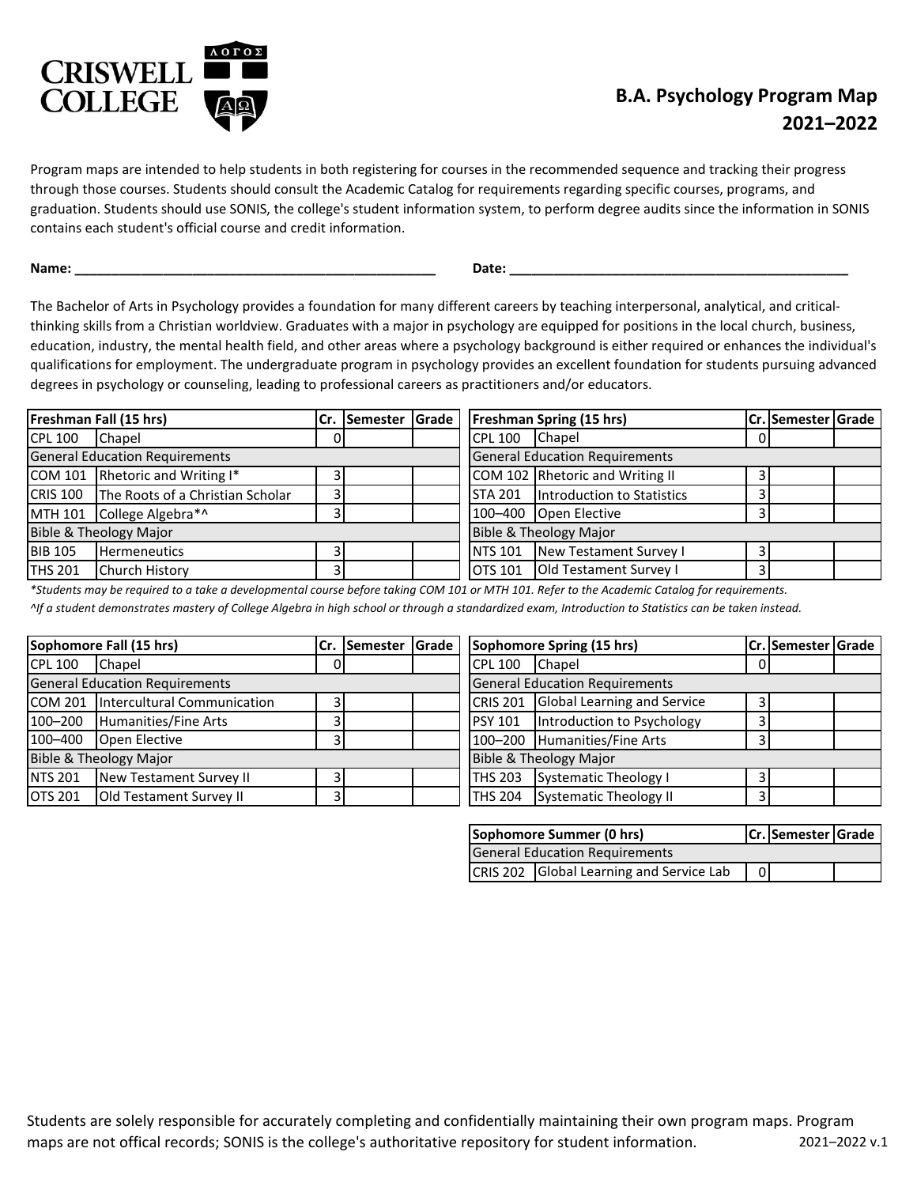# B.A. Psychology Program Map
## 2021–2022

Program maps are intended to help students in both registering for courses in the recommended sequence and tracking their progress through those courses. Students should consult the Academic Catalog for requirements regarding specific courses, programs, and graduation. Students should use SONIS, the college's student information system, to perform degree audits since the information in SONIS contains each student's official course and credit information.

**Name:** ______________________________ **Date:** ______________________________

The Bachelor of Arts in Psychology provides a foundation for many different careers by teaching interpersonal, analytical, and critical-thinking skills from a Christian worldview. Graduates with a major in psychology are equipped for positions in the local church, business, education, industry, the mental health field, and other areas where a psychology background is either required or enhances the individual's qualifications for employment. The undergraduate program in psychology provides an excellent foundation for students pursuing advanced degrees in psychology or counseling, leading to professional careers as practitioners and/or educators.

| Freshman Fall (15 hrs) | | Cr. | Semester | Grade |
|---|---|---|---|---|
| CPL 100 | Chapel | 0 | | |
| General Education Requirements | | | | |
| COM 101 | Rhetoric and Writing I* | 3 | | |
| CRIS 100 | The Roots of a Christian Scholar | 3 | | |
| MTH 101 | College Algebra*^ | 3 | | |
| Bible & Theology Major | | | | |
| BIB 105 | Hermeneutics | 3 | | |
| THS 201 | Church History | 3 | | |

| Freshman Spring (15 hrs) | | Cr. | Semester | Grade |
|---|---|---|---|---|
| CPL 100 | Chapel | 0 | | |
| General Education Requirements | | | | |
| COM 102 | Rhetoric and Writing II | 3 | | |
| STA 201 | Introduction to Statistics | 3 | | |
| 100–400 | Open Elective | 3 | | |
| Bible & Theology Major | | | | |
| NTS 101 | New Testament Survey I | 3 | | |
| OTS 101 | Old Testament Survey I | 3 | | |

*\*Students may be required to a take a developmental course before taking COM 101 or MTH 101. Refer to the Academic Catalog for requirements.*

*^If a student demonstrates mastery of College Algebra in high school or through a standardized exam, Introduction to Statistics can be taken instead.*

| Sophomore Fall (15 hrs) | | Cr. | Semester | Grade |
|---|---|---|---|---|
| CPL 100 | Chapel | 0 | | |
| General Education Requirements | | | | |
| COM 201 | Intercultural Communication | 3 | | |
| 100–200 | Humanities/Fine Arts | 3 | | |
| 100–400 | Open Elective | 3 | | |
| Bible & Theology Major | | | | |
| NTS 201 | New Testament Survey II | 3 | | |
| OTS 201 | Old Testament Survey II | 3 | | |

| Sophomore Spring (15 hrs) | | Cr. | Semester | Grade |
|---|---|---|---|---|
| CPL 100 | Chapel | 0 | | |
| General Education Requirements | | | | |
| CRIS 201 | Global Learning and Service | 3 | | |
| PSY 101 | Introduction to Psychology | 3 | | |
| 100–200 | Humanities/Fine Arts | 3 | | |
| Bible & Theology Major | | | | |
| THS 203 | Systematic Theology I | 3 | | |
| THS 204 | Systematic Theology II | 3 | | |

| Sophomore Summer (0 hrs) | | Cr. | Semester | Grade |
|---|---|---|---|---|
| General Education Requirements | | | | |
| CRIS 202 | Global Learning and Service Lab | 0 | | |

Students are solely responsible for accurately completing and confidentially maintaining their own program maps. Program maps are not offical records; SONIS is the college's authoritative repository for student information. 2021–2022 v.1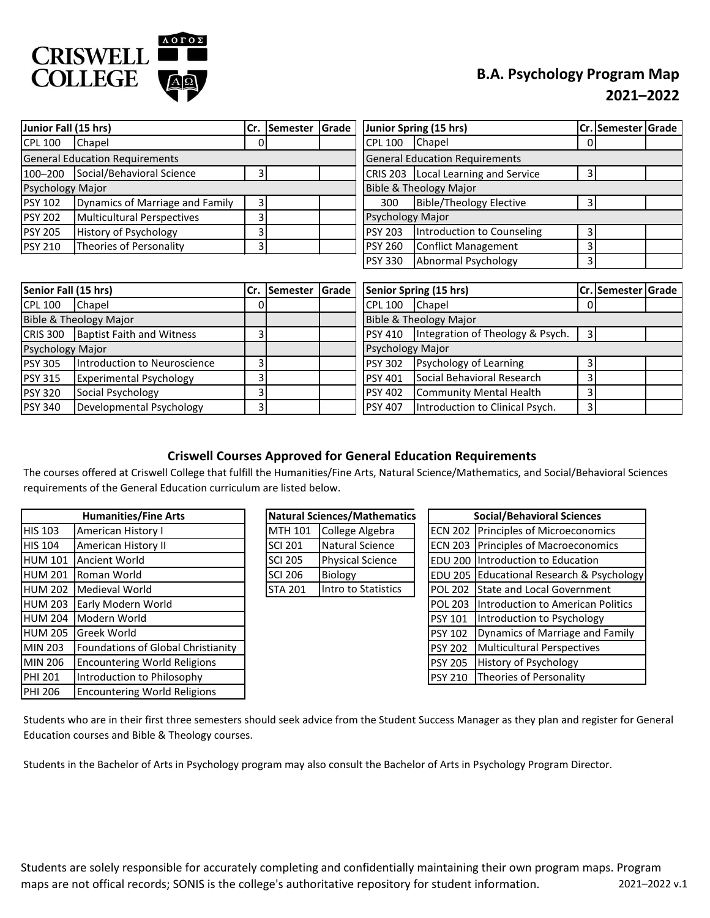# B.A. Psychology Program Map

## 2021–2022

| Junior Fall (15 hrs) | | Cr. | Semester | Grade |
|---|---|---|---|---|
| CPL 100 | Chapel | 0 | | |
| General Education Requirements | | | | |
| 100–200 | Social/Behavioral Science | 3 | | |
| Psychology Major | | | | |
| PSY 102 | Dynamics of Marriage and Family | 3 | | |
| PSY 202 | Multicultural Perspectives | 3 | | |
| PSY 205 | History of Psychology | 3 | | |
| PSY 210 | Theories of Personality | 3 | | |

| Junior Spring (15 hrs) | | Cr. | Semester | Grade |
|---|---|---|---|---|
| CPL 100 | Chapel | 0 | | |
| General Education Requirements | | | | |
| CRIS 203 | Local Learning and Service | 3 | | |
| Bible & Theology Major | | | | |
| 300 | Bible/Theology Elective | 3 | | |
| Psychology Major | | | | |
| PSY 203 | Introduction to Counseling | 3 | | |
| PSY 260 | Conflict Management | 3 | | |
| PSY 330 | Abnormal Psychology | 3 | | |

| Senior Fall (15 hrs) | | Cr. | Semester | Grade |
|---|---|---|---|---|
| CPL 100 | Chapel | 0 | | |
| Bible & Theology Major | | | | |
| CRIS 300 | Baptist Faith and Witness | 3 | | |
| Psychology Major | | | | |
| PSY 305 | Introduction to Neuroscience | 3 | | |
| PSY 315 | Experimental Psychology | 3 | | |
| PSY 320 | Social Psychology | 3 | | |
| PSY 340 | Developmental Psychology | 3 | | |

| Senior Spring (15 hrs) | | Cr. | Semester | Grade |
|---|---|---|---|---|
| CPL 100 | Chapel | 0 | | |
| Bible & Theology Major | | | | |
| PSY 410 | Integration of Theology & Psych. | 3 | | |
| Psychology Major | | | | |
| PSY 302 | Psychology of Learning | 3 | | |
| PSY 401 | Social Behavioral Research | 3 | | |
| PSY 402 | Community Mental Health | 3 | | |
| PSY 407 | Introduction to Clinical Psych. | 3 | | |

### Criswell Courses Approved for General Education Requirements

The courses offered at Criswell College that fulfill the Humanities/Fine Arts, Natural Science/Mathematics, and Social/Behavioral Sciences requirements of the General Education curriculum are listed below.

| Humanities/Fine Arts | |
|---|---|
| HIS 103 | American History I |
| HIS 104 | American History II |
| HUM 101 | Ancient World |
| HUM 201 | Roman World |
| HUM 202 | Medieval World |
| HUM 203 | Early Modern World |
| HUM 204 | Modern World |
| HUM 205 | Greek World |
| MIN 203 | Foundations of Global Christianity |
| MIN 206 | Encountering World Religions |
| PHI 201 | Introduction to Philosophy |
| PHI 206 | Encountering World Religions |

| Natural Sciences/Mathematics | |
|---|---|
| MTH 101 | College Algebra |
| SCI 201 | Natural Science |
| SCI 205 | Physical Science |
| SCI 206 | Biology |
| STA 201 | Intro to Statistics |

| Social/Behavioral Sciences | |
|---|---|
| ECN 202 | Principles of Microeconomics |
| ECN 203 | Principles of Macroeconomics |
| EDU 200 | Introduction to Education |
| EDU 205 | Educational Research & Psychology |
| POL 202 | State and Local Government |
| POL 203 | Introduction to American Politics |
| PSY 101 | Introduction to Psychology |
| PSY 102 | Dynamics of Marriage and Family |
| PSY 202 | Multicultural Perspectives |
| PSY 205 | History of Psychology |
| PSY 210 | Theories of Personality |

Students who are in their first three semesters should seek advice from the Student Success Manager as they plan and register for General Education courses and Bible & Theology courses.

Students in the Bachelor of Arts in Psychology program may also consult the Bachelor of Arts in Psychology Program Director.

Students are solely responsible for accurately completing and confidentially maintaining their own program maps. Program maps are not offical records; SONIS is the college's authoritative repository for student information. 2021–2022 v.1